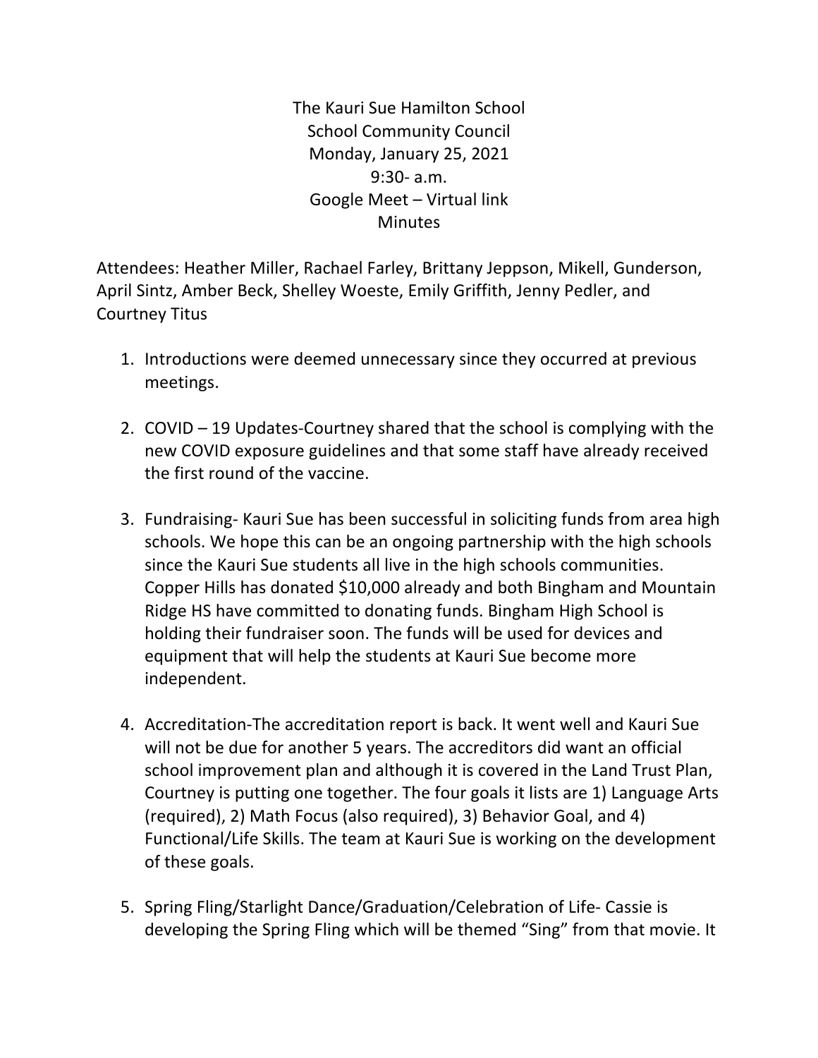The Kauri Sue Hamilton School
School Community Council
Monday, January 25, 2021
9:30- a.m.
Google Meet – Virtual link
Minutes

Attendees: Heather Miller, Rachael Farley, Brittany Jeppson, Mikell, Gunderson, April Sintz, Amber Beck, Shelley Woeste, Emily Griffith, Jenny Pedler, and Courtney Titus

1. Introductions were deemed unnecessary since they occurred at previous meetings.

2. COVID – 19 Updates-Courtney shared that the school is complying with the new COVID exposure guidelines and that some staff have already received the first round of the vaccine.

3. Fundraising- Kauri Sue has been successful in soliciting funds from area high schools. We hope this can be an ongoing partnership with the high schools since the Kauri Sue students all live in the high schools communities. Copper Hills has donated $10,000 already and both Bingham and Mountain Ridge HS have committed to donating funds. Bingham High School is holding their fundraiser soon. The funds will be used for devices and equipment that will help the students at Kauri Sue become more independent.

4. Accreditation-The accreditation report is back. It went well and Kauri Sue will not be due for another 5 years. The accreditors did want an official school improvement plan and although it is covered in the Land Trust Plan, Courtney is putting one together. The four goals it lists are 1) Language Arts (required), 2) Math Focus (also required), 3) Behavior Goal, and 4) Functional/Life Skills. The team at Kauri Sue is working on the development of these goals.

5. Spring Fling/Starlight Dance/Graduation/Celebration of Life- Cassie is developing the Spring Fling which will be themed "Sing" from that movie. It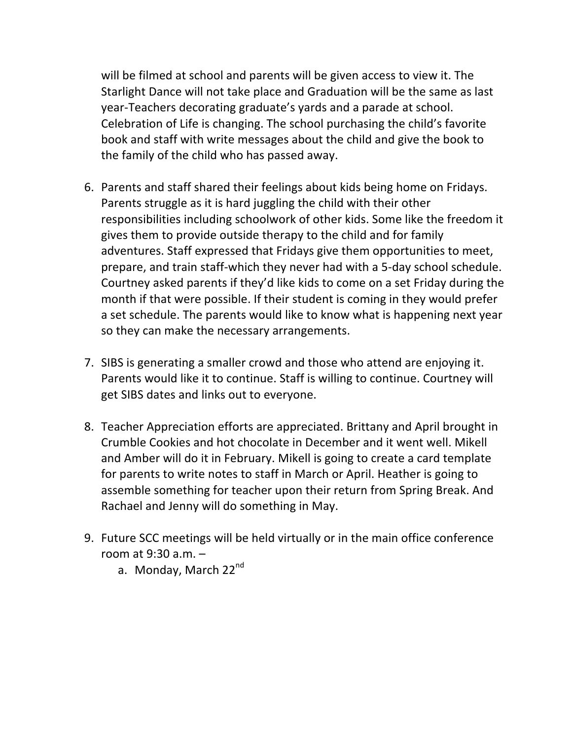will be filmed at school and parents will be given access to view it. The Starlight Dance will not take place and Graduation will be the same as last year-Teachers decorating graduate's yards and a parade at school. Celebration of Life is changing. The school purchasing the child's favorite book and staff with write messages about the child and give the book to the family of the child who has passed away.

6. Parents and staff shared their feelings about kids being home on Fridays. Parents struggle as it is hard juggling the child with their other responsibilities including schoolwork of other kids. Some like the freedom it gives them to provide outside therapy to the child and for family adventures. Staff expressed that Fridays give them opportunities to meet, prepare, and train staff-which they never had with a 5-day school schedule. Courtney asked parents if they'd like kids to come on a set Friday during the month if that were possible. If their student is coming in they would prefer a set schedule. The parents would like to know what is happening next year so they can make the necessary arrangements.

7. SIBS is generating a smaller crowd and those who attend are enjoying it. Parents would like it to continue. Staff is willing to continue. Courtney will get SIBS dates and links out to everyone.

8. Teacher Appreciation efforts are appreciated. Brittany and April brought in Crumble Cookies and hot chocolate in December and it went well. Mikell and Amber will do it in February. Mikell is going to create a card template for parents to write notes to staff in March or April. Heather is going to assemble something for teacher upon their return from Spring Break. And Rachael and Jenny will do something in May.

9. Future SCC meetings will be held virtually or in the main office conference room at 9:30 a.m. –
    a. Monday, March 22nd